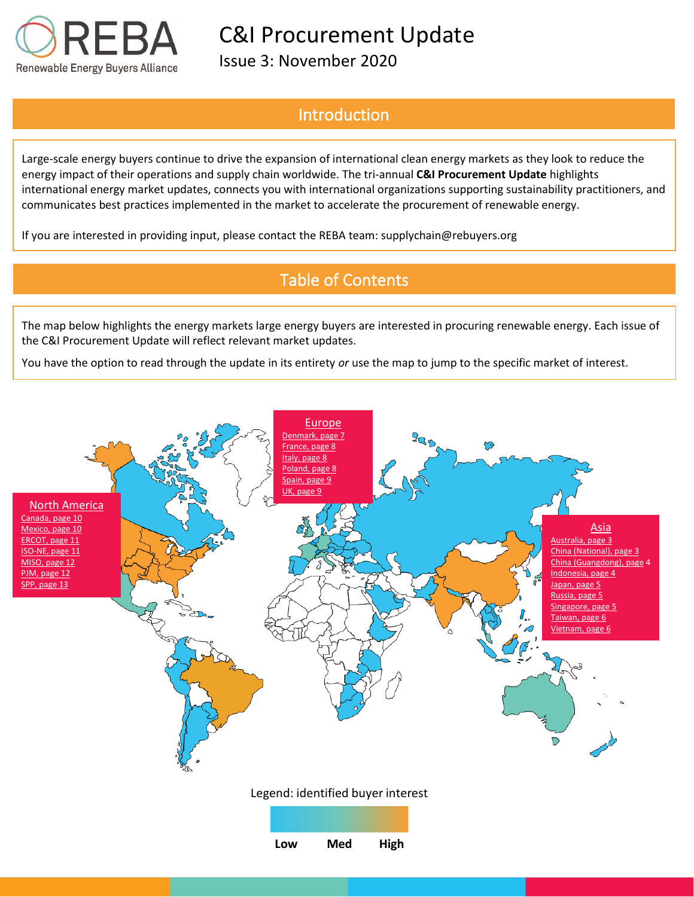REBA

Renewable Energy Buyers Alliance

# C&I Procurement Update

Issue 3: November 2020

## Introduction

Large-scale energy buyers continue to drive the expansion of international clean energy markets as they look to reduce the energy impact of their operations and supply chain worldwide. The tri-annual **C&I Procurement Update** highlights international energy market updates, connects you with international organizations supporting sustainability practitioners, and communicates best practices implemented in the market to accelerate the procurement of renewable energy.

If you are interested in providing input, please contact the REBA team: supplychain@rebuyers.org

## Table of Contents

The map below highlights the energy markets large energy buyers are interested in procuring renewable energy. Each issue of the C&I Procurement Update will reflect relevant market updates.

You have the option to read through the update in its entirety *or* use the map to jump to the specific market of interest.

### North America

- Canada, page 10
- Mexico, page 10
- ERCOT, page 11
- ISO-NE, page 11
- MISO, page 12
- PJM, page 12
- SPP, page 13

### Europe

- Denmark, page 7
- France, page 8
- Italy, page 8
- Poland, page 8
- Spain, page 9
- UK, page 9

### Asia

- Australia, page 3
- China (National), page 3
- China (Guangdong), page 4
- Indonesia, page 4
- Japan, page 5
- Russia, page 5
- Singapore, page 5
- Taiwan, page 6
- Vietnam, page 6

Legend: identified buyer interest

Low Med High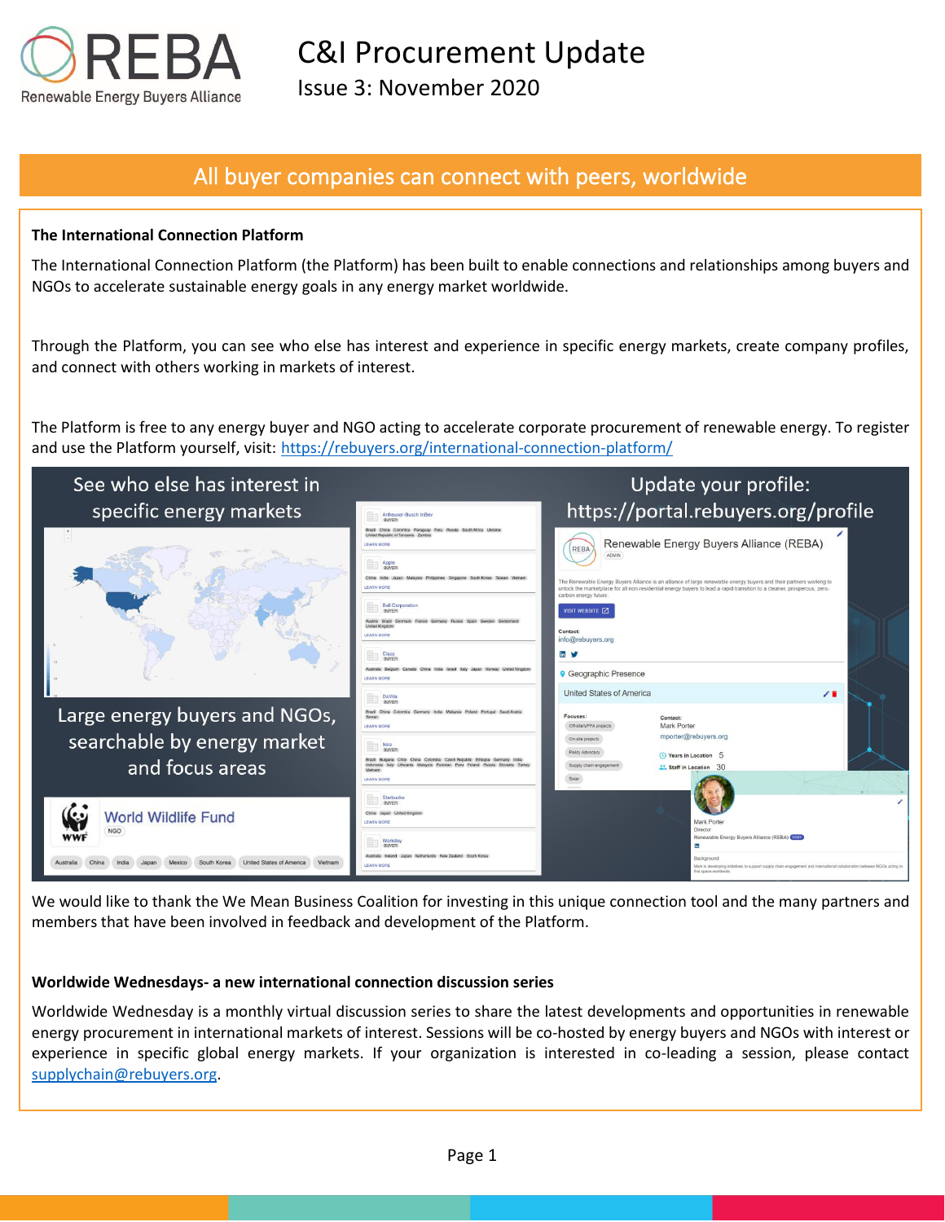# C&I Procurement Update

Issue 3: November 2020

## All buyer companies can connect with peers, worldwide

### The International Connection Platform

The International Connection Platform (the Platform) has been built to enable connections and relationships among buyers and NGOs to accelerate sustainable energy goals in any energy market worldwide.

Through the Platform, you can see who else has interest and experience in specific energy markets, create company profiles, and connect with others working in markets of interest.

The Platform is free to any energy buyer and NGO acting to accelerate corporate procurement of renewable energy. To register and use the Platform yourself, visit: https://rebuyers.org/international-connection-platform/

See who else has interest in specific energy markets

Large energy buyers and NGOs, searchable by energy market and focus areas

Update your profile: https://portal.rebuyers.org/profile

We would like to thank the We Mean Business Coalition for investing in this unique connection tool and the many partners and members that have been involved in feedback and development of the Platform.

### Worldwide Wednesdays- a new international connection discussion series

Worldwide Wednesday is a monthly virtual discussion series to share the latest developments and opportunities in renewable energy procurement in international markets of interest. Sessions will be co-hosted by energy buyers and NGOs with interest or experience in specific global energy markets. If your organization is interested in co-leading a session, please contact supplychain@rebuyers.org.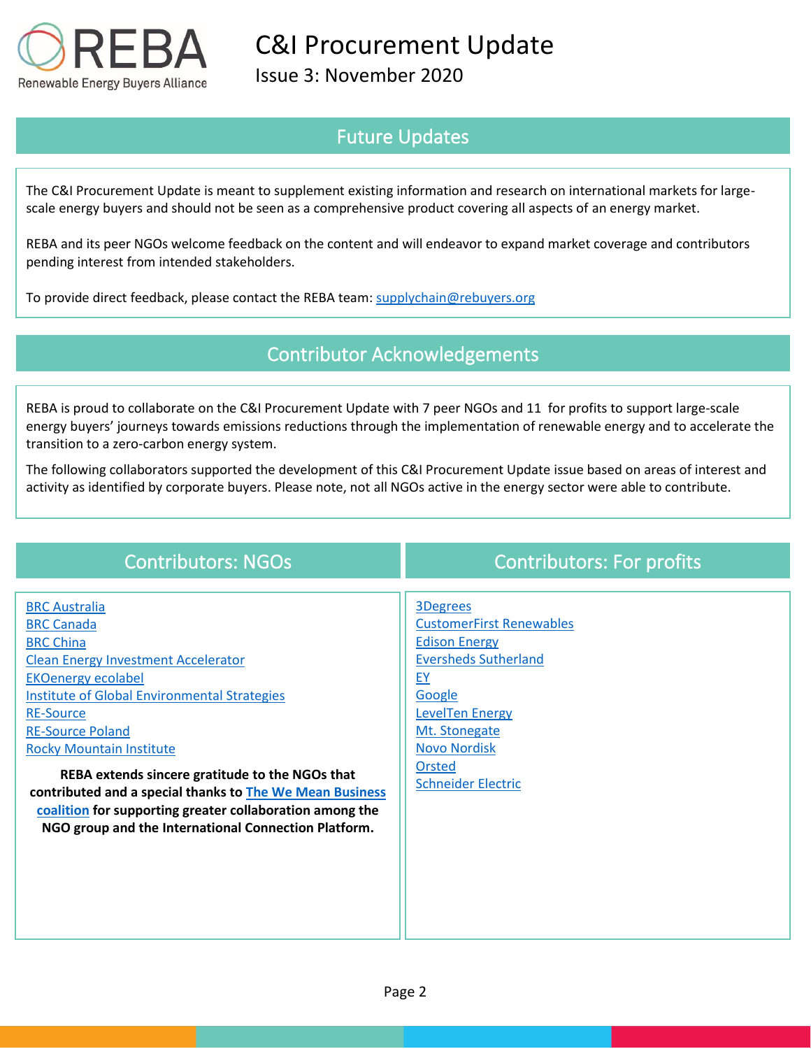# C&I Procurement Update

Issue 3: November 2020

## Future Updates

The C&I Procurement Update is meant to supplement existing information and research on international markets for large-scale energy buyers and should not be seen as a comprehensive product covering all aspects of an energy market.

REBA and its peer NGOs welcome feedback on the content and will endeavor to expand market coverage and contributors pending interest from intended stakeholders.

To provide direct feedback, please contact the REBA team: supplychain@rebuyers.org

## Contributor Acknowledgements

REBA is proud to collaborate on the C&I Procurement Update with 7 peer NGOs and 11 for profits to support large-scale energy buyers' journeys towards emissions reductions through the implementation of renewable energy and to accelerate the transition to a zero-carbon energy system.

The following collaborators supported the development of this C&I Procurement Update issue based on areas of interest and activity as identified by corporate buyers. Please note, not all NGOs active in the energy sector were able to contribute.

## Contributors: NGOs

- BRC Australia
- BRC Canada
- BRC China
- Clean Energy Investment Accelerator
- EKOenergy ecolabel
- Institute of Global Environmental Strategies
- RE-Source
- RE-Source Poland
- Rocky Mountain Institute

**REBA extends sincere gratitude to the NGOs that contributed and a special thanks to The We Mean Business coalition for supporting greater collaboration among the NGO group and the International Connection Platform.**

## Contributors: For profits

- 3Degrees
- CustomerFirst Renewables
- Edison Energy
- Eversheds Sutherland
- EY
- Google
- LevelTen Energy
- Mt. Stonegate
- Novo Nordisk
- Orsted
- Schneider Electric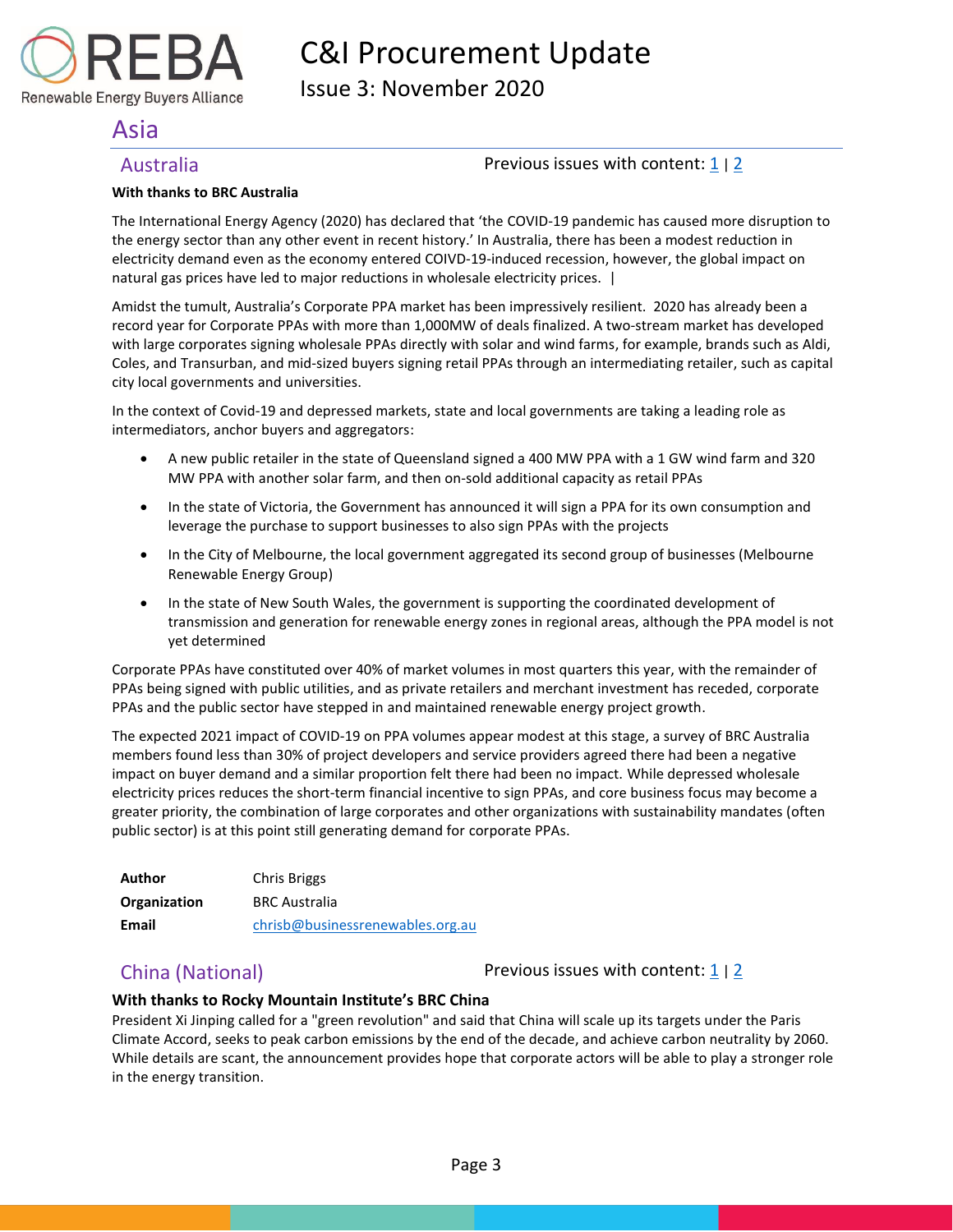## Asia

### Australia

Previous issues with content: [1](#) | [2](#)

**With thanks to BRC Australia**

The International Energy Agency (2020) has declared that 'the COVID-19 pandemic has caused more disruption to the energy sector than any other event in recent history.' In Australia, there has been a modest reduction in electricity demand even as the economy entered COIVD-19-induced recession, however, the global impact on natural gas prices have led to major reductions in wholesale electricity prices. |

Amidst the tumult, Australia's Corporate PPA market has been impressively resilient. 2020 has already been a record year for Corporate PPAs with more than 1,000MW of deals finalized. A two-stream market has developed with large corporates signing wholesale PPAs directly with solar and wind farms, for example, brands such as Aldi, Coles, and Transurban, and mid-sized buyers signing retail PPAs through an intermediating retailer, such as capital city local governments and universities.

In the context of Covid-19 and depressed markets, state and local governments are taking a leading role as intermediators, anchor buyers and aggregators:

- A new public retailer in the state of Queensland signed a 400 MW PPA with a 1 GW wind farm and 320 MW PPA with another solar farm, and then on-sold additional capacity as retail PPAs
- In the state of Victoria, the Government has announced it will sign a PPA for its own consumption and leverage the purchase to support businesses to also sign PPAs with the projects
- In the City of Melbourne, the local government aggregated its second group of businesses (Melbourne Renewable Energy Group)
- In the state of New South Wales, the government is supporting the coordinated development of transmission and generation for renewable energy zones in regional areas, although the PPA model is not yet determined

Corporate PPAs have constituted over 40% of market volumes in most quarters this year, with the remainder of PPAs being signed with public utilities, and as private retailers and merchant investment has receded, corporate PPAs and the public sector have stepped in and maintained renewable energy project growth.

The expected 2021 impact of COVID-19 on PPA volumes appear modest at this stage, a survey of BRC Australia members found less than 30% of project developers and service providers agreed there had been a negative impact on buyer demand and a similar proportion felt there had been no impact. While depressed wholesale electricity prices reduces the short-term financial incentive to sign PPAs, and core business focus may become a greater priority, the combination of large corporates and other organizations with sustainability mandates (often public sector) is at this point still generating demand for corporate PPAs.

| | |
|---|---|
| **Author** | Chris Briggs |
| **Organization** | BRC Australia |
| **Email** | chrisb@businessrenewables.org.au |

### China (National)

Previous issues with content: [1](#) | [2](#)

**With thanks to Rocky Mountain Institute's BRC China**

President Xi Jinping called for a "green revolution" and said that China will scale up its targets under the Paris Climate Accord, seeks to peak carbon emissions by the end of the decade, and achieve carbon neutrality by 2060. While details are scant, the announcement provides hope that corporate actors will be able to play a stronger role in the energy transition.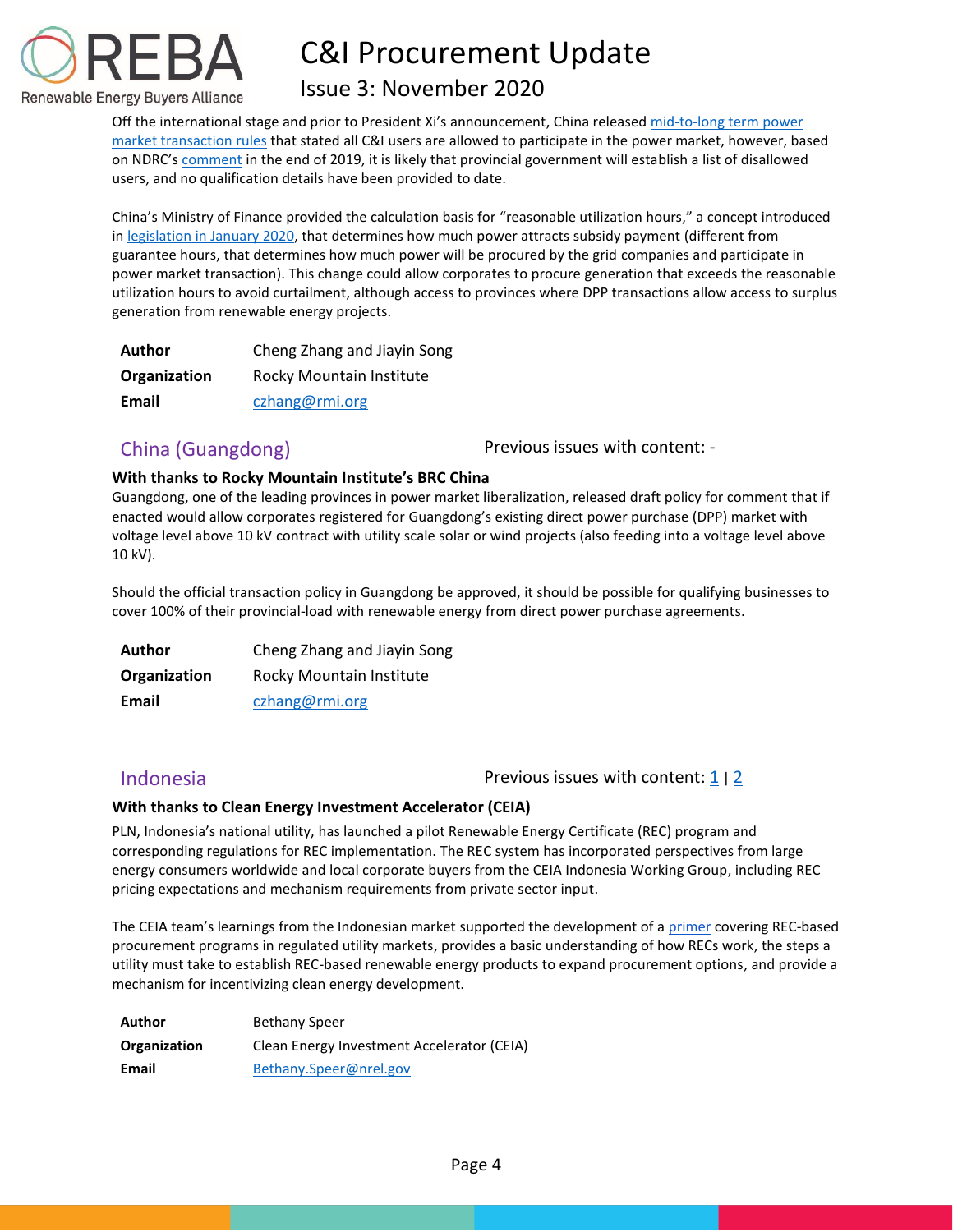Off the international stage and prior to President Xi's announcement, China released [mid-to-long term power market transaction rules](#) that stated all C&I users are allowed to participate in the power market, however, based on NDRC's [comment](#) in the end of 2019, it is likely that provincial government will establish a list of disallowed users, and no qualification details have been provided to date.

China's Ministry of Finance provided the calculation basis for "reasonable utilization hours," a concept introduced in [legislation in January 2020](#), that determines how much power attracts subsidy payment (different from guarantee hours, that determines how much power will be procured by the grid companies and participate in power market transaction). This change could allow corporates to procure generation that exceeds the reasonable utilization hours to avoid curtailment, although access to provinces where DPP transactions allow access to surplus generation from renewable energy projects.

| | |
|---|---|
| **Author** | Cheng Zhang and Jiayin Song |
| **Organization** | Rocky Mountain Institute |
| **Email** | czhang@rmi.org |

## China (Guangdong)

Previous issues with content: -

**With thanks to Rocky Mountain Institute's BRC China**

Guangdong, one of the leading provinces in power market liberalization, released draft policy for comment that if enacted would allow corporates registered for Guangdong's existing direct power purchase (DPP) market with voltage level above 10 kV contract with utility scale solar or wind projects (also feeding into a voltage level above 10 kV).

Should the official transaction policy in Guangdong be approved, it should be possible for qualifying businesses to cover 100% of their provincial-load with renewable energy from direct power purchase agreements.

| | |
|---|---|
| **Author** | Cheng Zhang and Jiayin Song |
| **Organization** | Rocky Mountain Institute |
| **Email** | czhang@rmi.org |

## Indonesia

Previous issues with content: [1](#) | [2](#)

**With thanks to Clean Energy Investment Accelerator (CEIA)**

PLN, Indonesia's national utility, has launched a pilot Renewable Energy Certificate (REC) program and corresponding regulations for REC implementation. The REC system has incorporated perspectives from large energy consumers worldwide and local corporate buyers from the CEIA Indonesia Working Group, including REC pricing expectations and mechanism requirements from private sector input.

The CEIA team's learnings from the Indonesian market supported the development of a [primer](#) covering REC-based procurement programs in regulated utility markets, provides a basic understanding of how RECs work, the steps a utility must take to establish REC-based renewable energy products to expand procurement options, and provide a mechanism for incentivizing clean energy development.

| | |
|---|---|
| **Author** | Bethany Speer |
| **Organization** | Clean Energy Investment Accelerator (CEIA) |
| **Email** | Bethany.Speer@nrel.gov |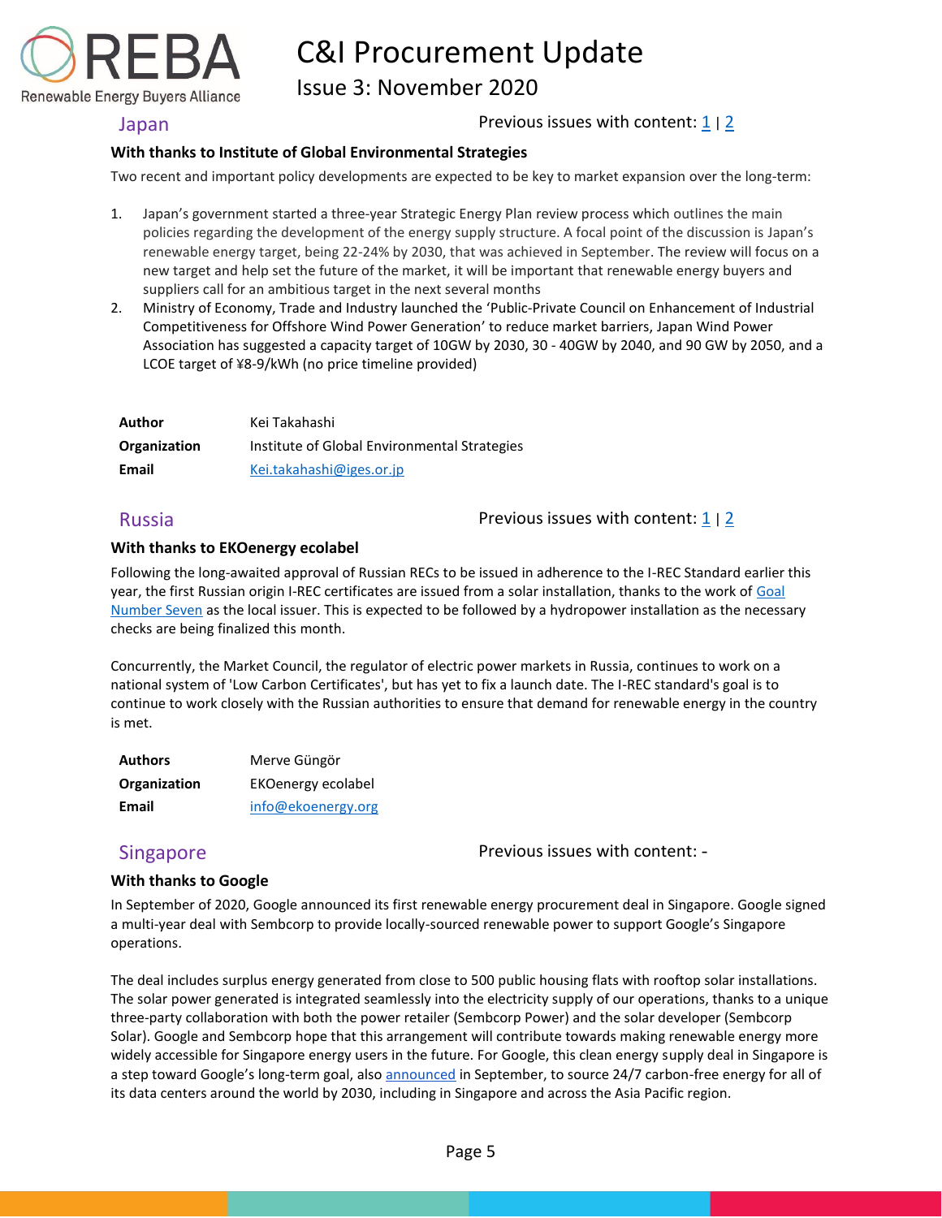## Japan

Previous issues with content: [1](#) | [2](#)

**With thanks to Institute of Global Environmental Strategies**

Two recent and important policy developments are expected to be key to market expansion over the long-term:

1. Japan's government started a three-year Strategic Energy Plan review process which outlines the main policies regarding the development of the energy supply structure. A focal point of the discussion is Japan's renewable energy target, being 22-24% by 2030, that was achieved in September. The review will focus on a new target and help set the future of the market, it will be important that renewable energy buyers and suppliers call for an ambitious target in the next several months
2. Ministry of Economy, Trade and Industry launched the 'Public-Private Council on Enhancement of Industrial Competitiveness for Offshore Wind Power Generation' to reduce market barriers, Japan Wind Power Association has suggested a capacity target of 10GW by 2030, 30 - 40GW by 2040, and 90 GW by 2050, and a LCOE target of ¥8-9/kWh (no price timeline provided)

| | |
|---|---|
| **Author** | Kei Takahashi |
| **Organization** | Institute of Global Environmental Strategies |
| **Email** | Kei.takahashi@iges.or.jp |

## Russia

Previous issues with content: [1](#) | [2](#)

**With thanks to EKOenergy ecolabel**

Following the long-awaited approval of Russian RECs to be issued in adherence to the I-REC Standard earlier this year, the first Russian origin I-REC certificates are issued from a solar installation, thanks to the work of Goal Number Seven as the local issuer. This is expected to be followed by a hydropower installation as the necessary checks are being finalized this month.

Concurrently, the Market Council, the regulator of electric power markets in Russia, continues to work on a national system of 'Low Carbon Certificates', but has yet to fix a launch date. The I-REC standard's goal is to continue to work closely with the Russian authorities to ensure that demand for renewable energy in the country is met.

| | |
|---|---|
| **Authors** | Merve Güngör |
| **Organization** | EKOenergy ecolabel |
| **Email** | info@ekoenergy.org |

## Singapore

Previous issues with content: -

**With thanks to Google**

In September of 2020, Google announced its first renewable energy procurement deal in Singapore. Google signed a multi-year deal with Sembcorp to provide locally-sourced renewable power to support Google's Singapore operations.

The deal includes surplus energy generated from close to 500 public housing flats with rooftop solar installations. The solar power generated is integrated seamlessly into the electricity supply of our operations, thanks to a unique three-party collaboration with both the power retailer (Sembcorp Power) and the solar developer (Sembcorp Solar). Google and Sembcorp hope that this arrangement will contribute towards making renewable energy more widely accessible for Singapore energy users in the future. For Google, this clean energy supply deal in Singapore is a step toward Google's long-term goal, also announced in September, to source 24/7 carbon-free energy for all of its data centers around the world by 2030, including in Singapore and across the Asia Pacific region.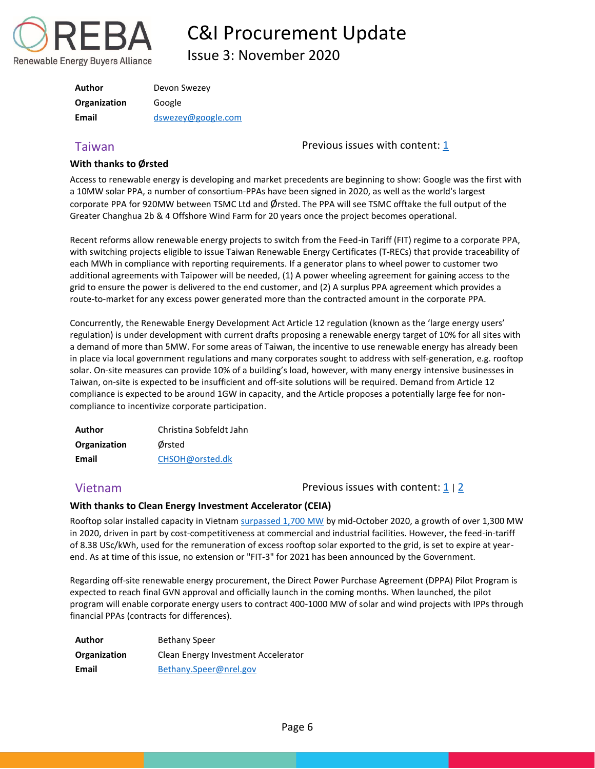| **Author** | Devon Swezey |
|---|---|
| **Organization** | Google |
| **Email** | dswezey@google.com |

## Taiwan

Previous issues with content: 1

**With thanks to Ørsted**

Access to renewable energy is developing and market precedents are beginning to show: Google was the first with a 10MW solar PPA, a number of consortium-PPAs have been signed in 2020, as well as the world's largest corporate PPA for 920MW between TSMC Ltd and Ørsted. The PPA will see TSMC offtake the full output of the Greater Changhua 2b & 4 Offshore Wind Farm for 20 years once the project becomes operational.

Recent reforms allow renewable energy projects to switch from the Feed-in Tariff (FIT) regime to a corporate PPA, with switching projects eligible to issue Taiwan Renewable Energy Certificates (T-RECs) that provide traceability of each MWh in compliance with reporting requirements. If a generator plans to wheel power to customer two additional agreements with Taipower will be needed, (1) A power wheeling agreement for gaining access to the grid to ensure the power is delivered to the end customer, and (2) A surplus PPA agreement which provides a route-to-market for any excess power generated more than the contracted amount in the corporate PPA.

Concurrently, the Renewable Energy Development Act Article 12 regulation (known as the 'large energy users' regulation) is under development with current drafts proposing a renewable energy target of 10% for all sites with a demand of more than 5MW. For some areas of Taiwan, the incentive to use renewable energy has already been in place via local government regulations and many corporates sought to address with self-generation, e.g. rooftop solar. On-site measures can provide 10% of a building's load, however, with many energy intensive businesses in Taiwan, on-site is expected to be insufficient and off-site solutions will be required. Demand from Article 12 compliance is expected to be around 1GW in capacity, and the Article proposes a potentially large fee for non-compliance to incentivize corporate participation.

| **Author** | Christina Sobfeldt Jahn |
|---|---|
| **Organization** | Ørsted |
| **Email** | CHSOH@orsted.dk |

## Vietnam

Previous issues with content: 1 | 2

**With thanks to Clean Energy Investment Accelerator (CEIA)**

Rooftop solar installed capacity in Vietnam surpassed 1,700 MW by mid-October 2020, a growth of over 1,300 MW in 2020, driven in part by cost-competitiveness at commercial and industrial facilities. However, the feed-in-tariff of 8.38 USc/kWh, used for the remuneration of excess rooftop solar exported to the grid, is set to expire at year-end. As at time of this issue, no extension or "FIT-3" for 2021 has been announced by the Government.

Regarding off-site renewable energy procurement, the Direct Power Purchase Agreement (DPPA) Pilot Program is expected to reach final GVN approval and officially launch in the coming months. When launched, the pilot program will enable corporate energy users to contract 400-1000 MW of solar and wind projects with IPPs through financial PPAs (contracts for differences).

| **Author** | Bethany Speer |
|---|---|
| **Organization** | Clean Energy Investment Accelerator |
| **Email** | Bethany.Speer@nrel.gov |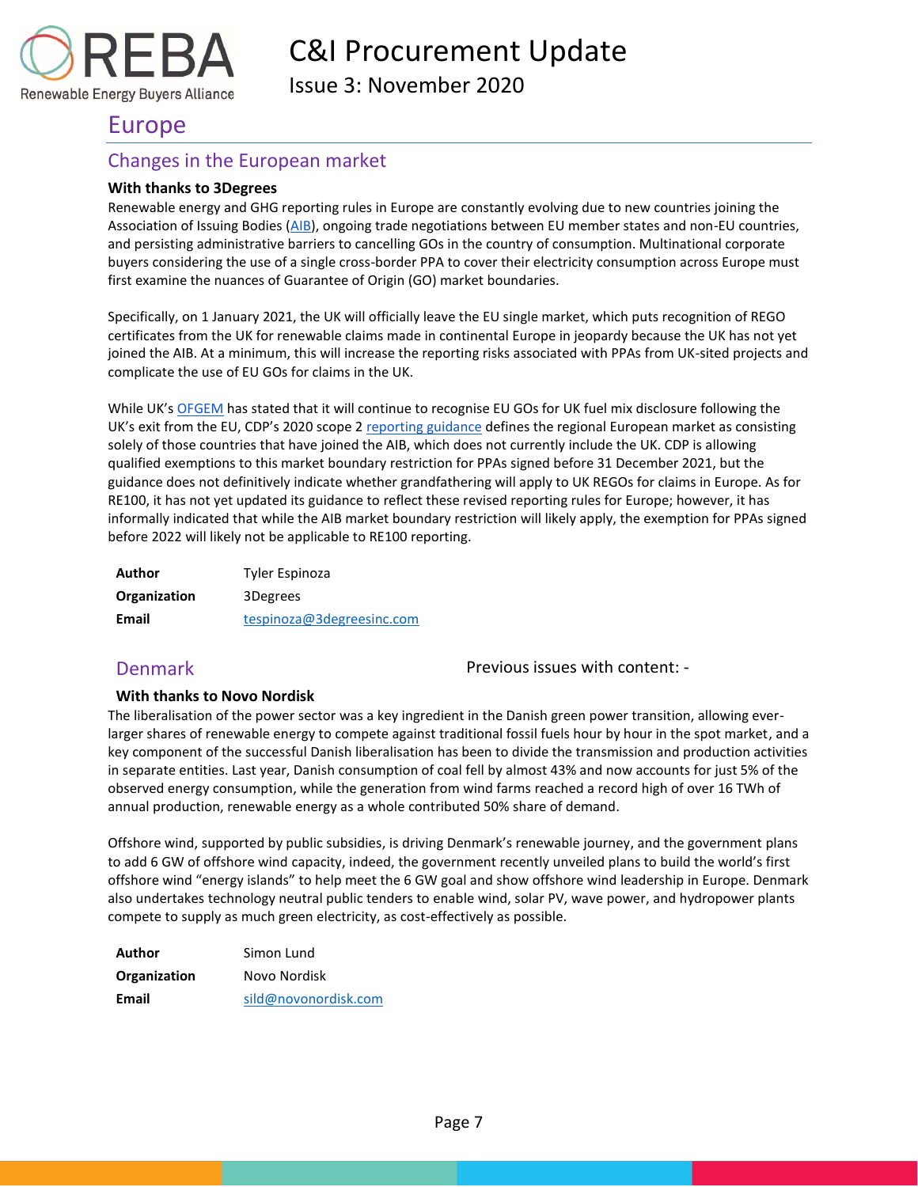# Europe

## Changes in the European market

**With thanks to 3Degrees**

Renewable energy and GHG reporting rules in Europe are constantly evolving due to new countries joining the Association of Issuing Bodies (AIB), ongoing trade negotiations between EU member states and non-EU countries, and persisting administrative barriers to cancelling GOs in the country of consumption. Multinational corporate buyers considering the use of a single cross-border PPA to cover their electricity consumption across Europe must first examine the nuances of Guarantee of Origin (GO) market boundaries.

Specifically, on 1 January 2021, the UK will officially leave the EU single market, which puts recognition of REGO certificates from the UK for renewable claims made in continental Europe in jeopardy because the UK has not yet joined the AIB. At a minimum, this will increase the reporting risks associated with PPAs from UK-sited projects and complicate the use of EU GOs for claims in the UK.

While UK's OFGEM has stated that it will continue to recognise EU GOs for UK fuel mix disclosure following the UK's exit from the EU, CDP's 2020 scope 2 reporting guidance defines the regional European market as consisting solely of those countries that have joined the AIB, which does not currently include the UK. CDP is allowing qualified exemptions to this market boundary restriction for PPAs signed before 31 December 2021, but the guidance does not definitively indicate whether grandfathering will apply to UK REGOs for claims in Europe. As for RE100, it has not yet updated its guidance to reflect these revised reporting rules for Europe; however, it has informally indicated that while the AIB market boundary restriction will likely apply, the exemption for PPAs signed before 2022 will likely not be applicable to RE100 reporting.

| | |
|---|---|
| **Author** | Tyler Espinoza |
| **Organization** | 3Degrees |
| **Email** | tespinoza@3degreesinc.com |

## Denmark

Previous issues with content: -

**With thanks to Novo Nordisk**

The liberalisation of the power sector was a key ingredient in the Danish green power transition, allowing ever-larger shares of renewable energy to compete against traditional fossil fuels hour by hour in the spot market, and a key component of the successful Danish liberalisation has been to divide the transmission and production activities in separate entities. Last year, Danish consumption of coal fell by almost 43% and now accounts for just 5% of the observed energy consumption, while the generation from wind farms reached a record high of over 16 TWh of annual production, renewable energy as a whole contributed 50% share of demand.

Offshore wind, supported by public subsidies, is driving Denmark's renewable journey, and the government plans to add 6 GW of offshore wind capacity, indeed, the government recently unveiled plans to build the world's first offshore wind "energy islands" to help meet the 6 GW goal and show offshore wind leadership in Europe. Denmark also undertakes technology neutral public tenders to enable wind, solar PV, wave power, and hydropower plants compete to supply as much green electricity, as cost-effectively as possible.

| | |
|---|---|
| **Author** | Simon Lund |
| **Organization** | Novo Nordisk |
| **Email** | sild@novonordisk.com |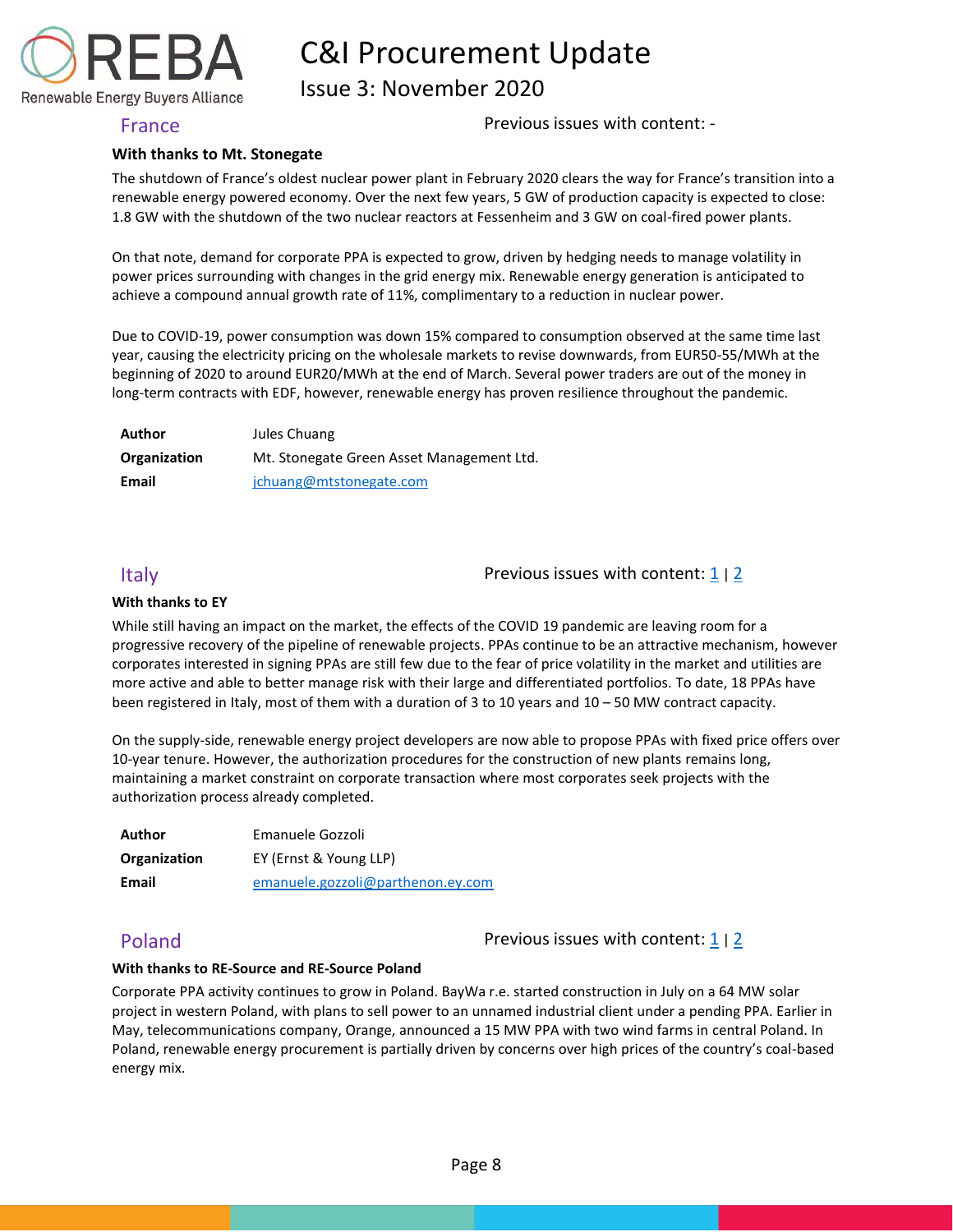## France

Previous issues with content: -

**With thanks to Mt. Stonegate**

The shutdown of France's oldest nuclear power plant in February 2020 clears the way for France's transition into a renewable energy powered economy. Over the next few years, 5 GW of production capacity is expected to close: 1.8 GW with the shutdown of the two nuclear reactors at Fessenheim and 3 GW on coal-fired power plants.

On that note, demand for corporate PPA is expected to grow, driven by hedging needs to manage volatility in power prices surrounding with changes in the grid energy mix. Renewable energy generation is anticipated to achieve a compound annual growth rate of 11%, complimentary to a reduction in nuclear power.

Due to COVID-19, power consumption was down 15% compared to consumption observed at the same time last year, causing the electricity pricing on the wholesale markets to revise downwards, from EUR50-55/MWh at the beginning of 2020 to around EUR20/MWh at the end of March. Several power traders are out of the money in long-term contracts with EDF, however, renewable energy has proven resilience throughout the pandemic.

| | |
|---|---|
| **Author** | Jules Chuang |
| **Organization** | Mt. Stonegate Green Asset Management Ltd. |
| **Email** | jchuang@mtstonegate.com |

## Italy

Previous issues with content: 1 | 2

**With thanks to EY**

While still having an impact on the market, the effects of the COVID 19 pandemic are leaving room for a progressive recovery of the pipeline of renewable projects. PPAs continue to be an attractive mechanism, however corporates interested in signing PPAs are still few due to the fear of price volatility in the market and utilities are more active and able to better manage risk with their large and differentiated portfolios. To date, 18 PPAs have been registered in Italy, most of them with a duration of 3 to 10 years and 10 – 50 MW contract capacity.

On the supply-side, renewable energy project developers are now able to propose PPAs with fixed price offers over 10-year tenure. However, the authorization procedures for the construction of new plants remains long, maintaining a market constraint on corporate transaction where most corporates seek projects with the authorization process already completed.

| | |
|---|---|
| **Author** | Emanuele Gozzoli |
| **Organization** | EY (Ernst & Young LLP) |
| **Email** | emanuele.gozzoli@parthenon.ey.com |

## Poland

Previous issues with content: 1 | 2

**With thanks to RE-Source and RE-Source Poland**

Corporate PPA activity continues to grow in Poland. BayWa r.e. started construction in July on a 64 MW solar project in western Poland, with plans to sell power to an unnamed industrial client under a pending PPA. Earlier in May, telecommunications company, Orange, announced a 15 MW PPA with two wind farms in central Poland. In Poland, renewable energy procurement is partially driven by concerns over high prices of the country's coal-based energy mix.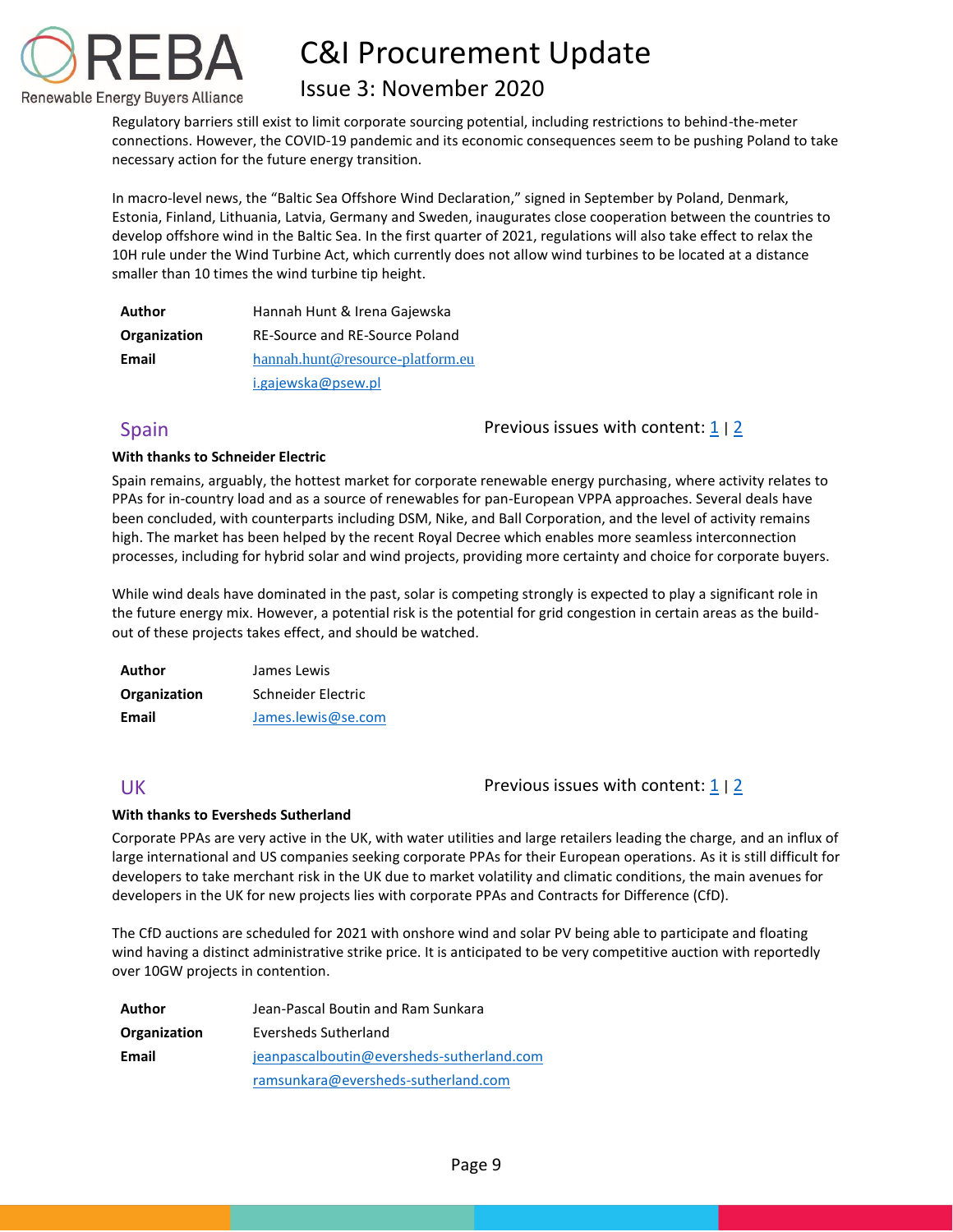Regulatory barriers still exist to limit corporate sourcing potential, including restrictions to behind-the-meter connections. However, the COVID-19 pandemic and its economic consequences seem to be pushing Poland to take necessary action for the future energy transition.

In macro-level news, the "Baltic Sea Offshore Wind Declaration," signed in September by Poland, Denmark, Estonia, Finland, Lithuania, Latvia, Germany and Sweden, inaugurates close cooperation between the countries to develop offshore wind in the Baltic Sea. In the first quarter of 2021, regulations will also take effect to relax the 10H rule under the Wind Turbine Act, which currently does not allow wind turbines to be located at a distance smaller than 10 times the wind turbine tip height.

| | |
|---|---|
| **Author** | Hannah Hunt & Irena Gajewska |
| **Organization** | RE-Source and RE-Source Poland |
| **Email** | hannah.hunt@resource-platform.eu |
| | i.gajewska@psew.pl |

## Spain

Previous issues with content: 1 | 2

**With thanks to Schneider Electric**

Spain remains, arguably, the hottest market for corporate renewable energy purchasing, where activity relates to PPAs for in-country load and as a source of renewables for pan-European VPPA approaches. Several deals have been concluded, with counterparts including DSM, Nike, and Ball Corporation, and the level of activity remains high. The market has been helped by the recent Royal Decree which enables more seamless interconnection processes, including for hybrid solar and wind projects, providing more certainty and choice for corporate buyers.

While wind deals have dominated in the past, solar is competing strongly is expected to play a significant role in the future energy mix. However, a potential risk is the potential for grid congestion in certain areas as the build-out of these projects takes effect, and should be watched.

| | |
|---|---|
| **Author** | James Lewis |
| **Organization** | Schneider Electric |
| **Email** | James.lewis@se.com |

## UK

Previous issues with content: 1 | 2

**With thanks to Eversheds Sutherland**

Corporate PPAs are very active in the UK, with water utilities and large retailers leading the charge, and an influx of large international and US companies seeking corporate PPAs for their European operations. As it is still difficult for developers to take merchant risk in the UK due to market volatility and climatic conditions, the main avenues for developers in the UK for new projects lies with corporate PPAs and Contracts for Difference (CfD).

The CfD auctions are scheduled for 2021 with onshore wind and solar PV being able to participate and floating wind having a distinct administrative strike price. It is anticipated to be very competitive auction with reportedly over 10GW projects in contention.

| | |
|---|---|
| **Author** | Jean-Pascal Boutin and Ram Sunkara |
| **Organization** | Eversheds Sutherland |
| **Email** | jeanpascalboutin@eversheds-sutherland.com |
| | ramsunkara@eversheds-sutherland.com |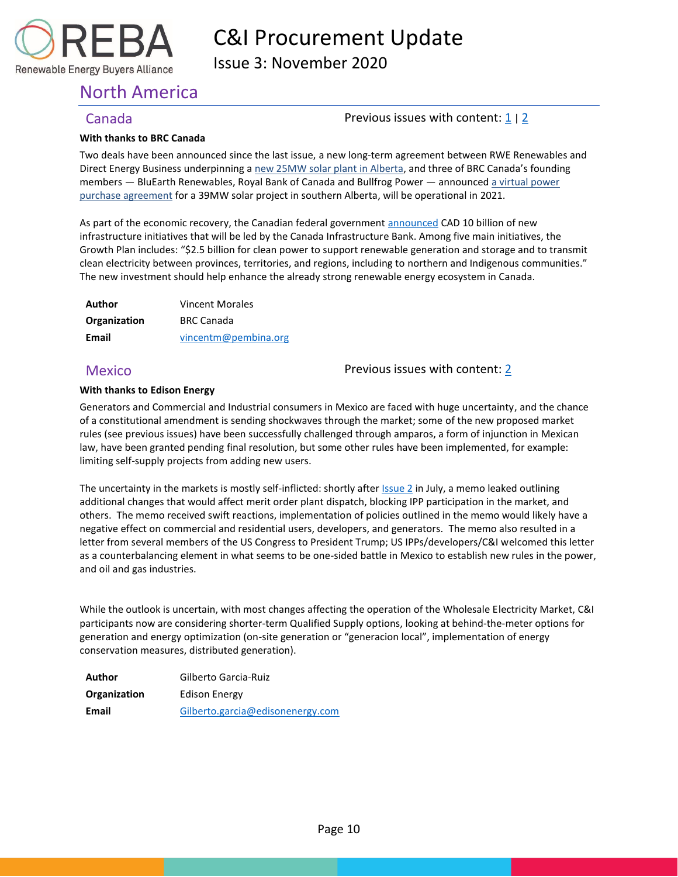# North America

## Canada

Previous issues with content: 1 | 2

**With thanks to BRC Canada**

Two deals have been announced since the last issue, a new long-term agreement between RWE Renewables and Direct Energy Business underpinning a new 25MW solar plant in Alberta, and three of BRC Canada's founding members — BluEarth Renewables, Royal Bank of Canada and Bullfrog Power — announced a virtual power purchase agreement for a 39MW solar project in southern Alberta, will be operational in 2021.

As part of the economic recovery, the Canadian federal government announced CAD 10 billion of new infrastructure initiatives that will be led by the Canada Infrastructure Bank. Among five main initiatives, the Growth Plan includes: "$2.5 billion for clean power to support renewable generation and storage and to transmit clean electricity between provinces, territories, and regions, including to northern and Indigenous communities." The new investment should help enhance the already strong renewable energy ecosystem in Canada.

| | |
|---|---|
| **Author** | Vincent Morales |
| **Organization** | BRC Canada |
| **Email** | vincentm@pembina.org |

## Mexico

Previous issues with content: 2

**With thanks to Edison Energy**

Generators and Commercial and Industrial consumers in Mexico are faced with huge uncertainty, and the chance of a constitutional amendment is sending shockwaves through the market; some of the new proposed market rules (see previous issues) have been successfully challenged through amparos, a form of injunction in Mexican law, have been granted pending final resolution, but some other rules have been implemented, for example: limiting self-supply projects from adding new users.

The uncertainty in the markets is mostly self-inflicted: shortly after Issue 2 in July, a memo leaked outlining additional changes that would affect merit order plant dispatch, blocking IPP participation in the market, and others. The memo received swift reactions, implementation of policies outlined in the memo would likely have a negative effect on commercial and residential users, developers, and generators. The memo also resulted in a letter from several members of the US Congress to President Trump; US IPPs/developers/C&I welcomed this letter as a counterbalancing element in what seems to be one-sided battle in Mexico to establish new rules in the power, and oil and gas industries.

While the outlook is uncertain, with most changes affecting the operation of the Wholesale Electricity Market, C&I participants now are considering shorter-term Qualified Supply options, looking at behind-the-meter options for generation and energy optimization (on-site generation or "generacion local", implementation of energy conservation measures, distributed generation).

| | |
|---|---|
| **Author** | Gilberto Garcia-Ruiz |
| **Organization** | Edison Energy |
| **Email** | Gilberto.garcia@edisonenergy.com |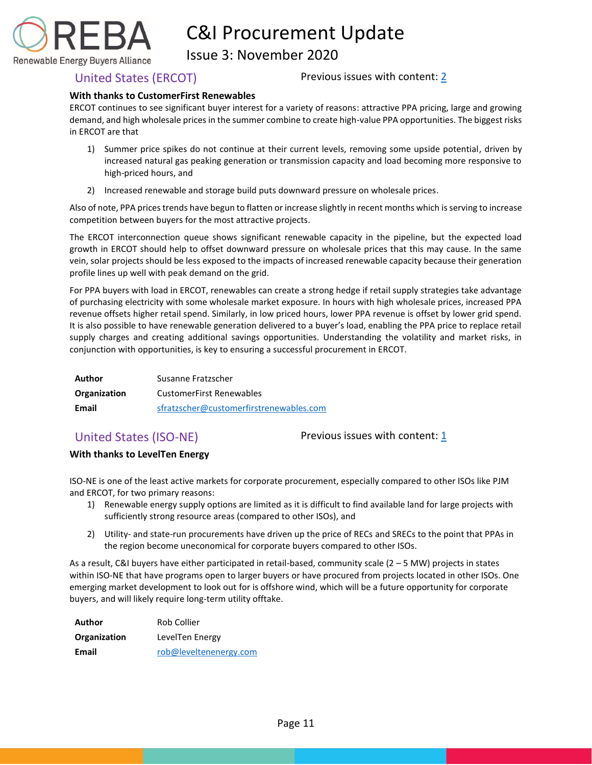## United States (ERCOT)

Previous issues with content: [2]

**With thanks to CustomerFirst Renewables**

ERCOT continues to see significant buyer interest for a variety of reasons: attractive PPA pricing, large and growing demand, and high wholesale prices in the summer combine to create high-value PPA opportunities. The biggest risks in ERCOT are that

1) Summer price spikes do not continue at their current levels, removing some upside potential, driven by increased natural gas peaking generation or transmission capacity and load becoming more responsive to high-priced hours, and

2) Increased renewable and storage build puts downward pressure on wholesale prices.

Also of note, PPA prices trends have begun to flatten or increase slightly in recent months which is serving to increase competition between buyers for the most attractive projects.

The ERCOT interconnection queue shows significant renewable capacity in the pipeline, but the expected load growth in ERCOT should help to offset downward pressure on wholesale prices that this may cause. In the same vein, solar projects should be less exposed to the impacts of increased renewable capacity because their generation profile lines up well with peak demand on the grid.

For PPA buyers with load in ERCOT, renewables can create a strong hedge if retail supply strategies take advantage of purchasing electricity with some wholesale market exposure. In hours with high wholesale prices, increased PPA revenue offsets higher retail spend. Similarly, in low priced hours, lower PPA revenue is offset by lower grid spend. It is also possible to have renewable generation delivered to a buyer's load, enabling the PPA price to replace retail supply charges and creating additional savings opportunities. Understanding the volatility and market risks, in conjunction with opportunities, is key to ensuring a successful procurement in ERCOT.

| | |
|---|---|
| **Author** | Susanne Fratzscher |
| **Organization** | CustomerFirst Renewables |
| **Email** | sfratzscher@customerfirstrenewables.com |

## United States (ISO-NE)

Previous issues with content: [1]

**With thanks to LevelTen Energy**

ISO-NE is one of the least active markets for corporate procurement, especially compared to other ISOs like PJM and ERCOT, for two primary reasons:

1) Renewable energy supply options are limited as it is difficult to find available land for large projects with sufficiently strong resource areas (compared to other ISOs), and

2) Utility- and state-run procurements have driven up the price of RECs and SRECs to the point that PPAs in the region become uneconomical for corporate buyers compared to other ISOs.

As a result, C&I buyers have either participated in retail-based, community scale (2 – 5 MW) projects in states within ISO-NE that have programs open to larger buyers or have procured from projects located in other ISOs. One emerging market development to look out for is offshore wind, which will be a future opportunity for corporate buyers, and will likely require long-term utility offtake.

| | |
|---|---|
| **Author** | Rob Collier |
| **Organization** | LevelTen Energy |
| **Email** | rob@leveltenenergy.com |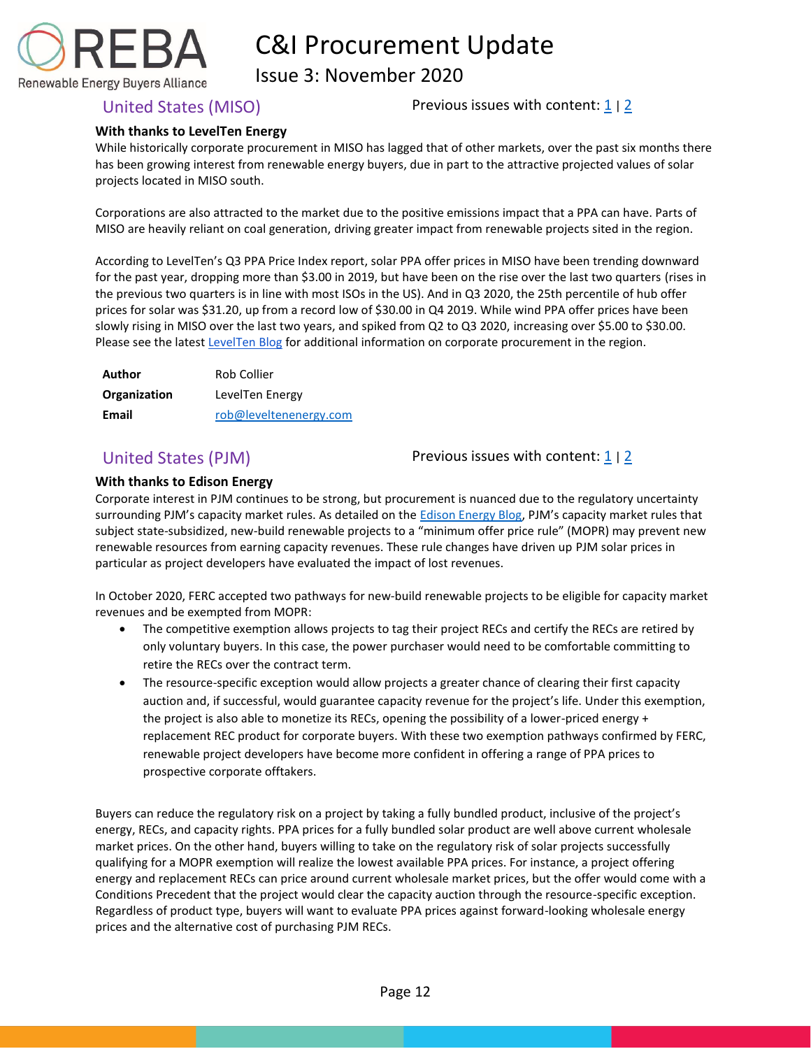## United States (MISO)

Previous issues with content: [1](#) | [2](#)

**With thanks to LevelTen Energy**

While historically corporate procurement in MISO has lagged that of other markets, over the past six months there has been growing interest from renewable energy buyers, due in part to the attractive projected values of solar projects located in MISO south.

Corporations are also attracted to the market due to the positive emissions impact that a PPA can have. Parts of MISO are heavily reliant on coal generation, driving greater impact from renewable projects sited in the region.

According to LevelTen's Q3 PPA Price Index report, solar PPA offer prices in MISO have been trending downward for the past year, dropping more than $3.00 in 2019, but have been on the rise over the last two quarters (rises in the previous two quarters is in line with most ISOs in the US). And in Q3 2020, the 25th percentile of hub offer prices for solar was $31.20, up from a record low of $30.00 in Q4 2019. While wind PPA offer prices have been slowly rising in MISO over the last two years, and spiked from Q2 to Q3 2020, increasing over $5.00 to $30.00. Please see the latest [LevelTen Blog](#) for additional information on corporate procurement in the region.

| | |
|---|---|
| **Author** | Rob Collier |
| **Organization** | LevelTen Energy |
| **Email** | rob@leveltenenergy.com |

## United States (PJM)

Previous issues with content: [1](#) | [2](#)

**With thanks to Edison Energy**

Corporate interest in PJM continues to be strong, but procurement is nuanced due to the regulatory uncertainty surrounding PJM's capacity market rules. As detailed on the [Edison Energy Blog](#), PJM's capacity market rules that subject state-subsidized, new-build renewable projects to a "minimum offer price rule" (MOPR) may prevent new renewable resources from earning capacity revenues. These rule changes have driven up PJM solar prices in particular as project developers have evaluated the impact of lost revenues.

In October 2020, FERC accepted two pathways for new-build renewable projects to be eligible for capacity market revenues and be exempted from MOPR:

- The competitive exemption allows projects to tag their project RECs and certify the RECs are retired by only voluntary buyers. In this case, the power purchaser would need to be comfortable committing to retire the RECs over the contract term.
- The resource-specific exception would allow projects a greater chance of clearing their first capacity auction and, if successful, would guarantee capacity revenue for the project's life. Under this exemption, the project is also able to monetize its RECs, opening the possibility of a lower-priced energy + replacement REC product for corporate buyers. With these two exemption pathways confirmed by FERC, renewable project developers have become more confident in offering a range of PPA prices to prospective corporate offtakers.

Buyers can reduce the regulatory risk on a project by taking a fully bundled product, inclusive of the project's energy, RECs, and capacity rights. PPA prices for a fully bundled solar product are well above current wholesale market prices. On the other hand, buyers willing to take on the regulatory risk of solar projects successfully qualifying for a MOPR exemption will realize the lowest available PPA prices. For instance, a project offering energy and replacement RECs can price around current wholesale market prices, but the offer would come with a Conditions Precedent that the project would clear the capacity auction through the resource-specific exception. Regardless of product type, buyers will want to evaluate PPA prices against forward-looking wholesale energy prices and the alternative cost of purchasing PJM RECs.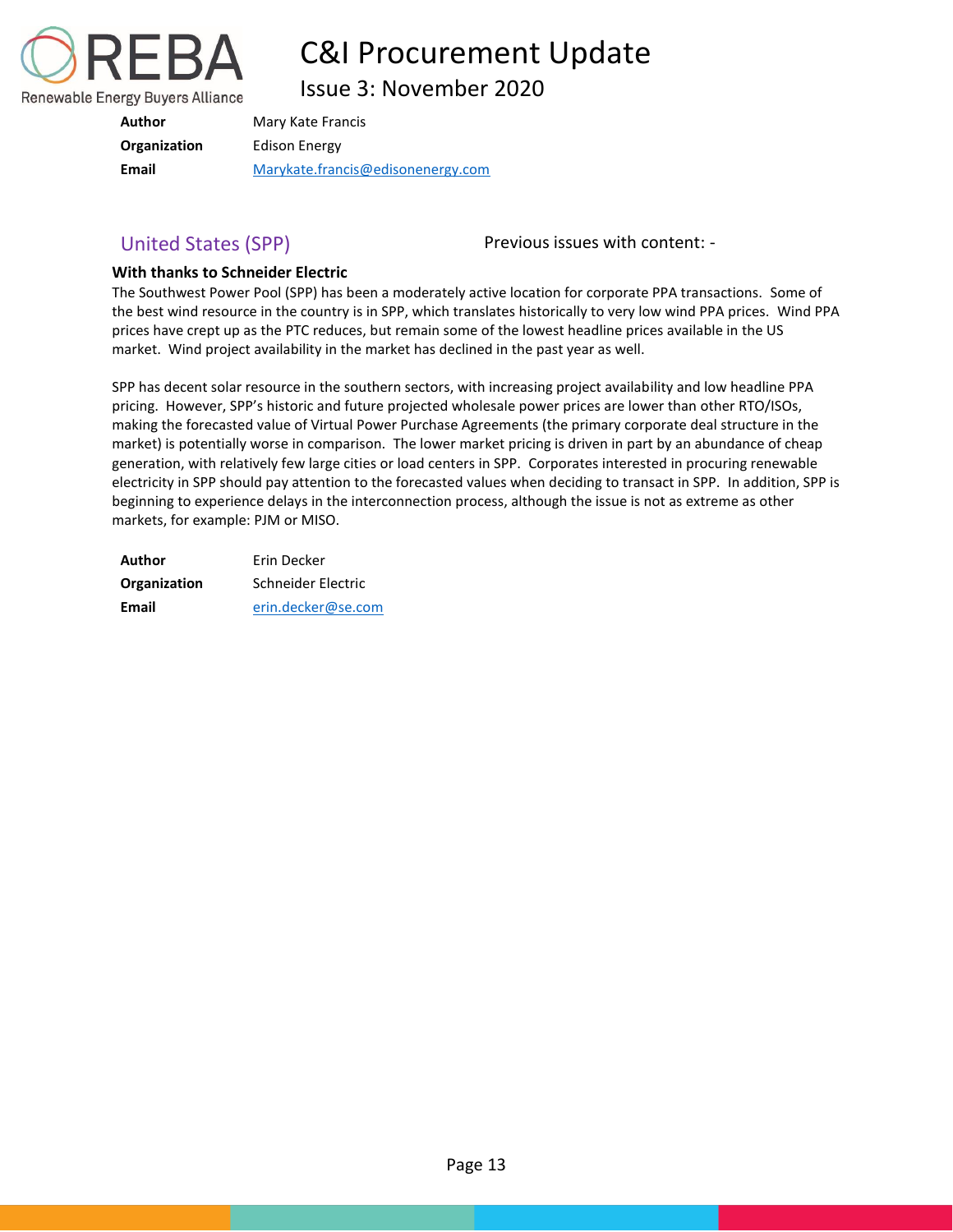| | |
|---|---|
| **Author** | Mary Kate Francis |
| **Organization** | Edison Energy |
| **Email** | Marykate.francis@edisonenergy.com |

## United States (SPP)

Previous issues with content: -

**With thanks to Schneider Electric**

The Southwest Power Pool (SPP) has been a moderately active location for corporate PPA transactions. Some of the best wind resource in the country is in SPP, which translates historically to very low wind PPA prices. Wind PPA prices have crept up as the PTC reduces, but remain some of the lowest headline prices available in the US market. Wind project availability in the market has declined in the past year as well.

SPP has decent solar resource in the southern sectors, with increasing project availability and low headline PPA pricing. However, SPP's historic and future projected wholesale power prices are lower than other RTO/ISOs, making the forecasted value of Virtual Power Purchase Agreements (the primary corporate deal structure in the market) is potentially worse in comparison. The lower market pricing is driven in part by an abundance of cheap generation, with relatively few large cities or load centers in SPP. Corporates interested in procuring renewable electricity in SPP should pay attention to the forecasted values when deciding to transact in SPP. In addition, SPP is beginning to experience delays in the interconnection process, although the issue is not as extreme as other markets, for example: PJM or MISO.

| | |
|---|---|
| **Author** | Erin Decker |
| **Organization** | Schneider Electric |
| **Email** | erin.decker@se.com |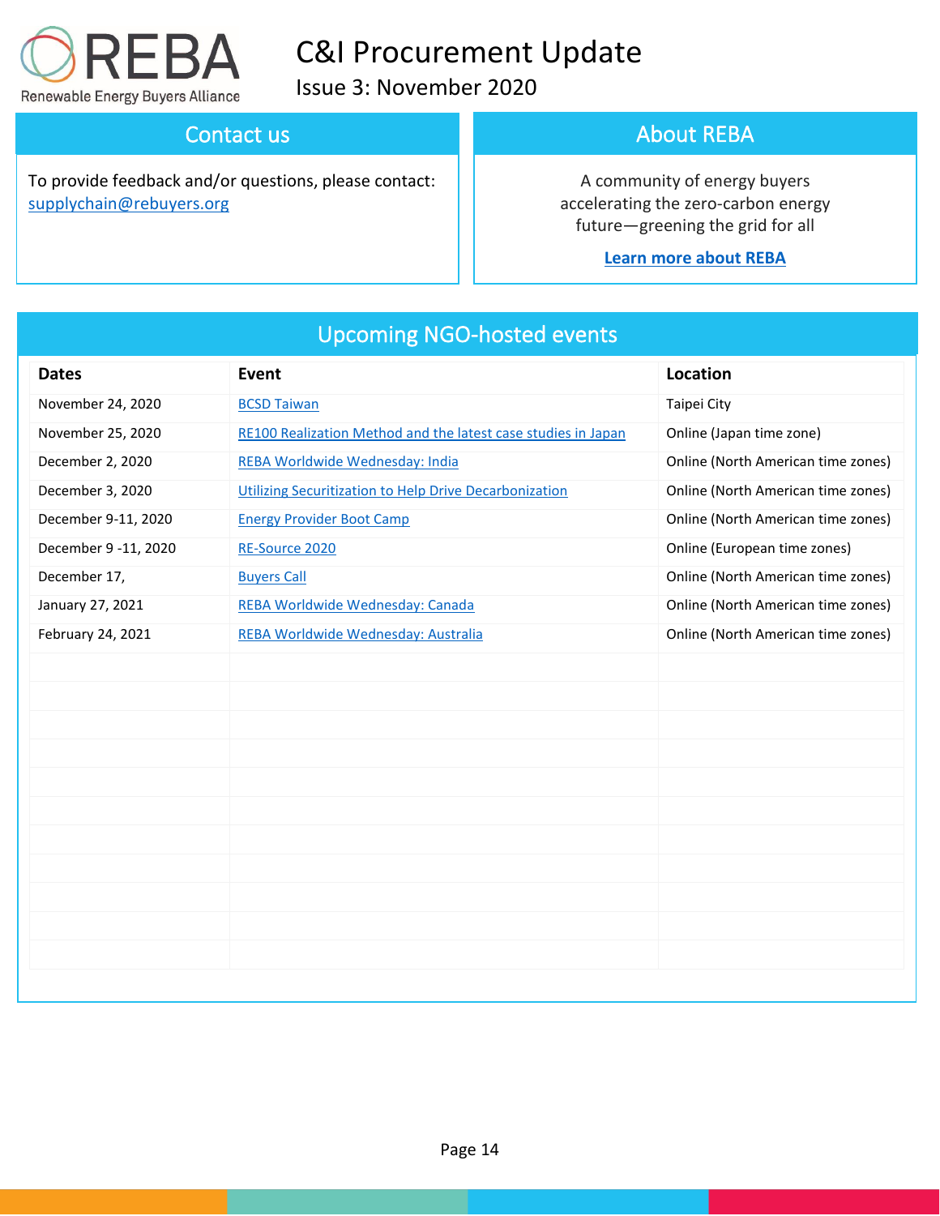REBA

Renewable Energy Buyers Alliance

# C&I Procurement Update

Issue 3: November 2020

## Contact us

To provide feedback and/or questions, please contact: supplychain@rebuyers.org

## About REBA

A community of energy buyers accelerating the zero-carbon energy future—greening the grid for all

**Learn more about REBA**

## Upcoming NGO-hosted events

| Dates | Event | Location |
| --- | --- | --- |
| November 24, 2020 | BCSD Taiwan | Taipei City |
| November 25, 2020 | RE100 Realization Method and the latest case studies in Japan | Online (Japan time zone) |
| December 2, 2020 | REBA Worldwide Wednesday: India | Online (North American time zones) |
| December 3, 2020 | Utilizing Securitization to Help Drive Decarbonization | Online (North American time zones) |
| December 9-11, 2020 | Energy Provider Boot Camp | Online (North American time zones) |
| December 9 -11, 2020 | RE-Source 2020 | Online (European time zones) |
| December 17, | Buyers Call | Online (North American time zones) |
| January 27, 2021 | REBA Worldwide Wednesday: Canada | Online (North American time zones) |
| February 24, 2021 | REBA Worldwide Wednesday: Australia | Online (North American time zones) |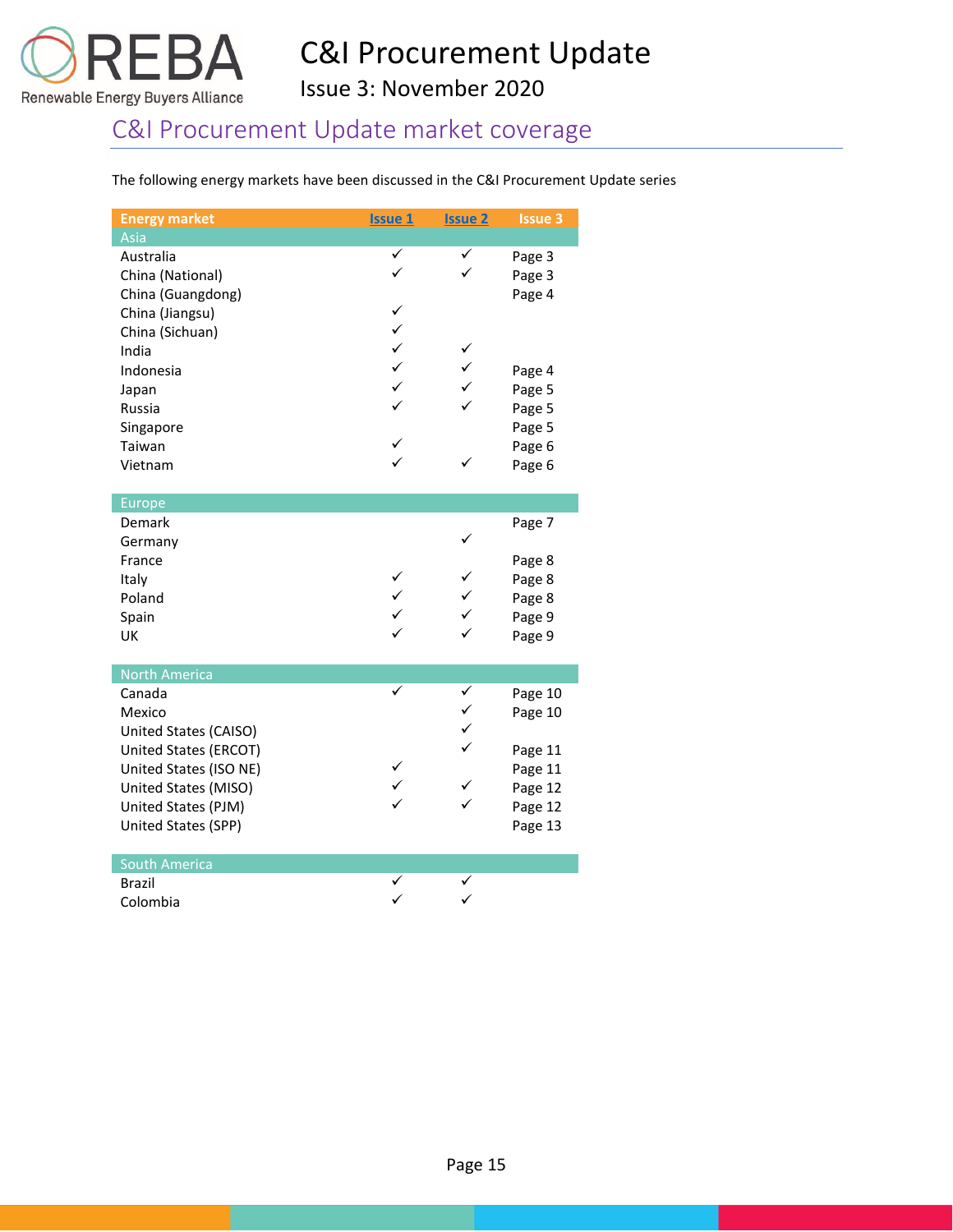## C&I Procurement Update market coverage

The following energy markets have been discussed in the C&I Procurement Update series

| Energy market | Issue 1 | Issue 2 | Issue 3 |
|---|---|---|---|
| **Asia** | | | |
| Australia | ✓ | ✓ | Page 3 |
| China (National) | ✓ | ✓ | Page 3 |
| China (Guangdong) | | | Page 4 |
| China (Jiangsu) | ✓ | | |
| China (Sichuan) | ✓ | | |
| India | ✓ | ✓ | |
| Indonesia | ✓ | ✓ | Page 4 |
| Japan | ✓ | ✓ | Page 5 |
| Russia | ✓ | ✓ | Page 5 |
| Singapore | | | Page 5 |
| Taiwan | ✓ | | Page 6 |
| Vietnam | ✓ | ✓ | Page 6 |
| **Europe** | | | |
| Demark | | | Page 7 |
| Germany | | ✓ | |
| France | | | Page 8 |
| Italy | ✓ | ✓ | Page 8 |
| Poland | ✓ | ✓ | Page 8 |
| Spain | ✓ | ✓ | Page 9 |
| UK | ✓ | ✓ | Page 9 |
| **North America** | | | |
| Canada | ✓ | ✓ | Page 10 |
| Mexico | | ✓ | Page 10 |
| United States (CAISO) | | ✓ | |
| United States (ERCOT) | | ✓ | Page 11 |
| United States (ISO NE) | ✓ | | Page 11 |
| United States (MISO) | ✓ | ✓ | Page 12 |
| United States (PJM) | ✓ | ✓ | Page 12 |
| United States (SPP) | | | Page 13 |
| **South America** | | | |
| Brazil | ✓ | ✓ | |
| Colombia | ✓ | ✓ | |